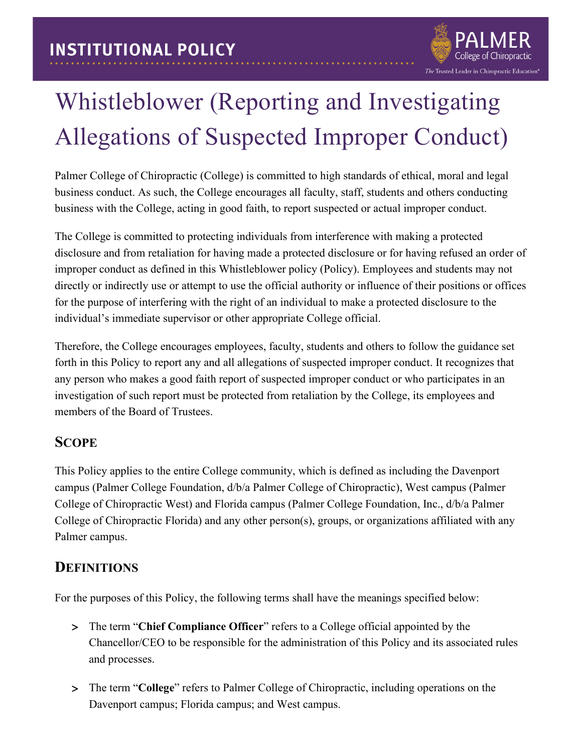# Whistleblower (Reporting and Investigating Allegations of Suspected Improper Conduct)

Palmer College of Chiropractic (College) is committed to high standards of ethical, moral and legal business conduct. As such, the College encourages all faculty, staff, students and others conducting business with the College, acting in good faith, to report suspected or actual improper conduct.

The College is committed to protecting individuals from interference with making a protected disclosure and from retaliation for having made a protected disclosure or for having refused an order of improper conduct as defined in this Whistleblower policy (Policy). Employees and students may not directly or indirectly use or attempt to use the official authority or influence of their positions or offices for the purpose of interfering with the right of an individual to make a protected disclosure to the individual's immediate supervisor or other appropriate College official.

Therefore, the College encourages employees, faculty, students and others to follow the guidance set forth in this Policy to report any and all allegations of suspected improper conduct. It recognizes that any person who makes a good faith report of suspected improper conduct or who participates in an investigation of such report must be protected from retaliation by the College, its employees and members of the Board of Trustees.

## Scope

This Policy applies to the entire College community, which is defined as including the Davenport campus (Palmer College Foundation, d/b/a Palmer College of Chiropractic), West campus (Palmer College of Chiropractic West) and Florida campus (Palmer College Foundation, Inc., d/b/a Palmer College of Chiropractic Florida) and any other person(s), groups, or organizations affiliated with any Palmer campus.

## Definitions

For the purposes of this Policy, the following terms shall have the meanings specified below:

- The term "**Chief Compliance Officer**" refers to a College official appointed by the Chancellor/CEO to be responsible for the administration of this Policy and its associated rules and processes.
- The term "**College**" refers to Palmer College of Chiropractic, including operations on the Davenport campus; Florida campus; and West campus.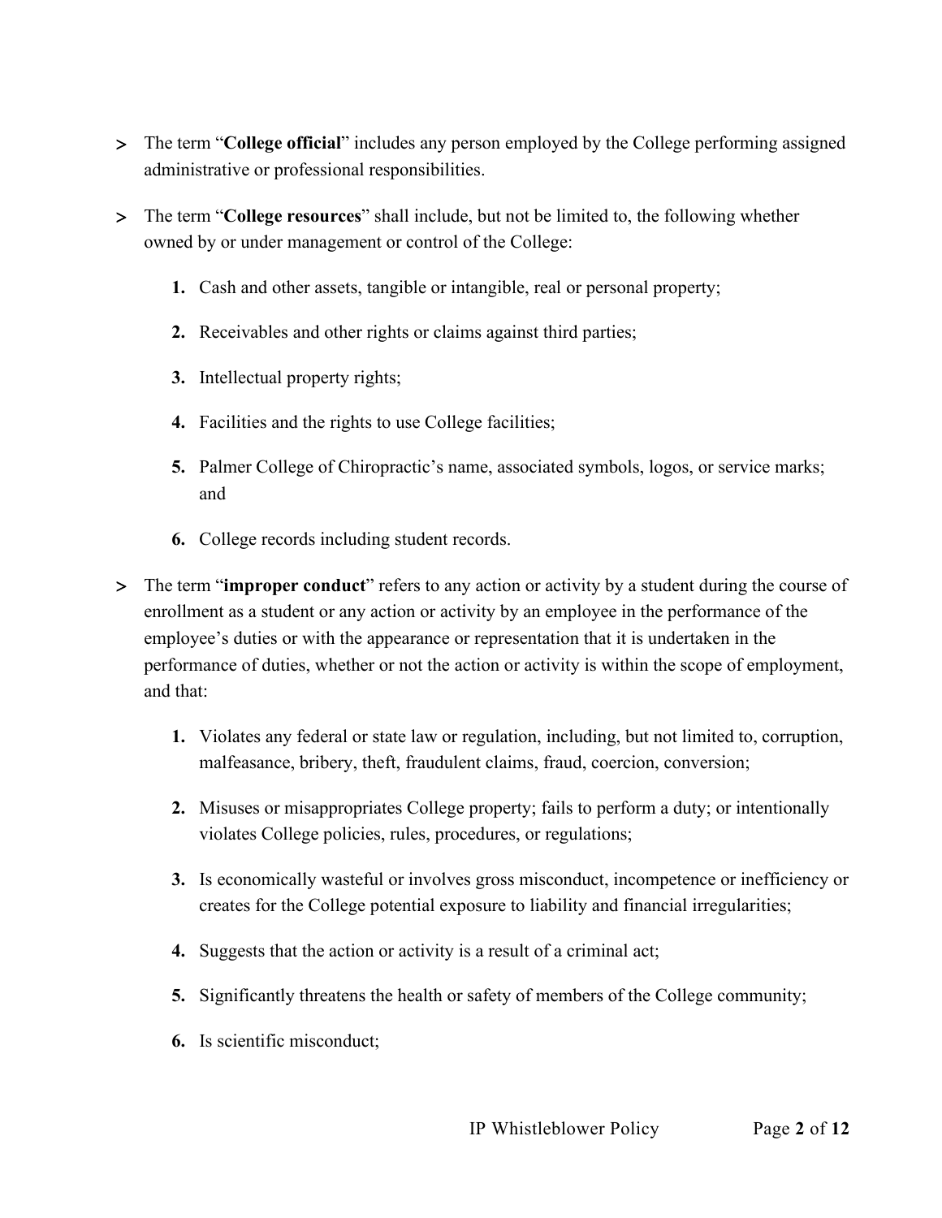- The term "**College official**" includes any person employed by the College performing assigned administrative or professional responsibilities.

- The term "**College resources**" shall include, but not be limited to, the following whether owned by or under management or control of the College:

    1. Cash and other assets, tangible or intangible, real or personal property;
    2. Receivables and other rights or claims against third parties;
    3. Intellectual property rights;
    4. Facilities and the rights to use College facilities;
    5. Palmer College of Chiropractic's name, associated symbols, logos, or service marks; and
    6. College records including student records.

- The term "**improper conduct**" refers to any action or activity by a student during the course of enrollment as a student or any action or activity by an employee in the performance of the employee's duties or with the appearance or representation that it is undertaken in the performance of duties, whether or not the action or activity is within the scope of employment, and that:

    1. Violates any federal or state law or regulation, including, but not limited to, corruption, malfeasance, bribery, theft, fraudulent claims, fraud, coercion, conversion;
    2. Misuses or misappropriates College property; fails to perform a duty; or intentionally violates College policies, rules, procedures, or regulations;
    3. Is economically wasteful or involves gross misconduct, incompetence or inefficiency or creates for the College potential exposure to liability and financial irregularities;
    4. Suggests that the action or activity is a result of a criminal act;
    5. Significantly threatens the health or safety of members of the College community;
    6. Is scientific misconduct;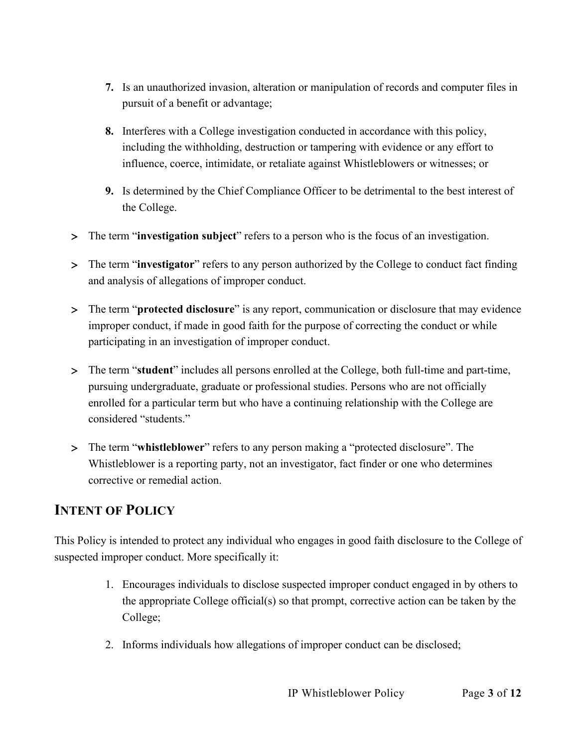7. Is an unauthorized invasion, alteration or manipulation of records and computer files in pursuit of a benefit or advantage;

8. Interferes with a College investigation conducted in accordance with this policy, including the withholding, destruction or tampering with evidence or any effort to influence, coerce, intimidate, or retaliate against Whistleblowers or witnesses; or

9. Is determined by the Chief Compliance Officer to be detrimental to the best interest of the College.

- The term "**investigation subject**" refers to a person who is the focus of an investigation.
- The term "**investigator**" refers to any person authorized by the College to conduct fact finding and analysis of allegations of improper conduct.
- The term "**protected disclosure**" is any report, communication or disclosure that may evidence improper conduct, if made in good faith for the purpose of correcting the conduct or while participating in an investigation of improper conduct.
- The term "**student**" includes all persons enrolled at the College, both full-time and part-time, pursuing undergraduate, graduate or professional studies. Persons who are not officially enrolled for a particular term but who have a continuing relationship with the College are considered "students."
- The term "**whistleblower**" refers to any person making a "protected disclosure". The Whistleblower is a reporting party, not an investigator, fact finder or one who determines corrective or remedial action.

## INTENT OF POLICY

This Policy is intended to protect any individual who engages in good faith disclosure to the College of suspected improper conduct. More specifically it:

1. Encourages individuals to disclose suspected improper conduct engaged in by others to the appropriate College official(s) so that prompt, corrective action can be taken by the College;
2. Informs individuals how allegations of improper conduct can be disclosed;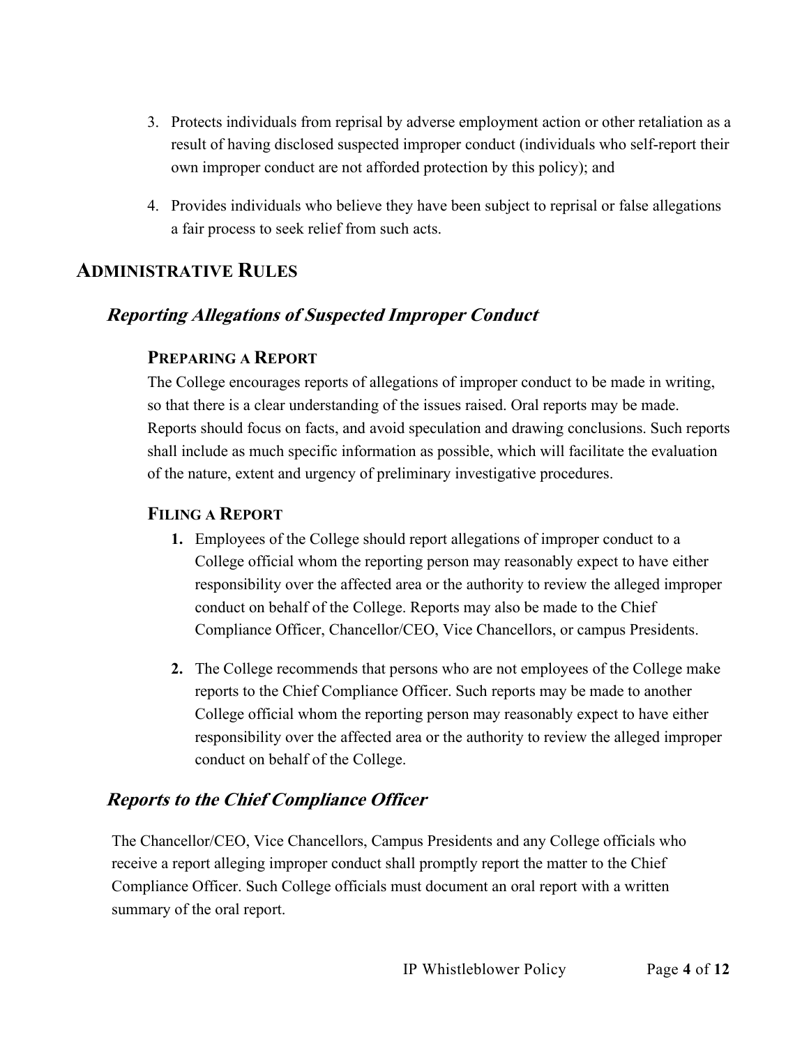3. Protects individuals from reprisal by adverse employment action or other retaliation as a result of having disclosed suspected improper conduct (individuals who self-report their own improper conduct are not afforded protection by this policy); and

4. Provides individuals who believe they have been subject to reprisal or false allegations a fair process to seek relief from such acts.

## ADMINISTRATIVE RULES

### *Reporting Allegations of Suspected Improper Conduct*

#### PREPARING A REPORT

The College encourages reports of allegations of improper conduct to be made in writing, so that there is a clear understanding of the issues raised. Oral reports may be made. Reports should focus on facts, and avoid speculation and drawing conclusions. Such reports shall include as much specific information as possible, which will facilitate the evaluation of the nature, extent and urgency of preliminary investigative procedures.

#### FILING A REPORT

1. Employees of the College should report allegations of improper conduct to a College official whom the reporting person may reasonably expect to have either responsibility over the affected area or the authority to review the alleged improper conduct on behalf of the College. Reports may also be made to the Chief Compliance Officer, Chancellor/CEO, Vice Chancellors, or campus Presidents.

2. The College recommends that persons who are not employees of the College make reports to the Chief Compliance Officer. Such reports may be made to another College official whom the reporting person may reasonably expect to have either responsibility over the affected area or the authority to review the alleged improper conduct on behalf of the College.

### *Reports to the Chief Compliance Officer*

The Chancellor/CEO, Vice Chancellors, Campus Presidents and any College officials who receive a report alleging improper conduct shall promptly report the matter to the Chief Compliance Officer. Such College officials must document an oral report with a written summary of the oral report.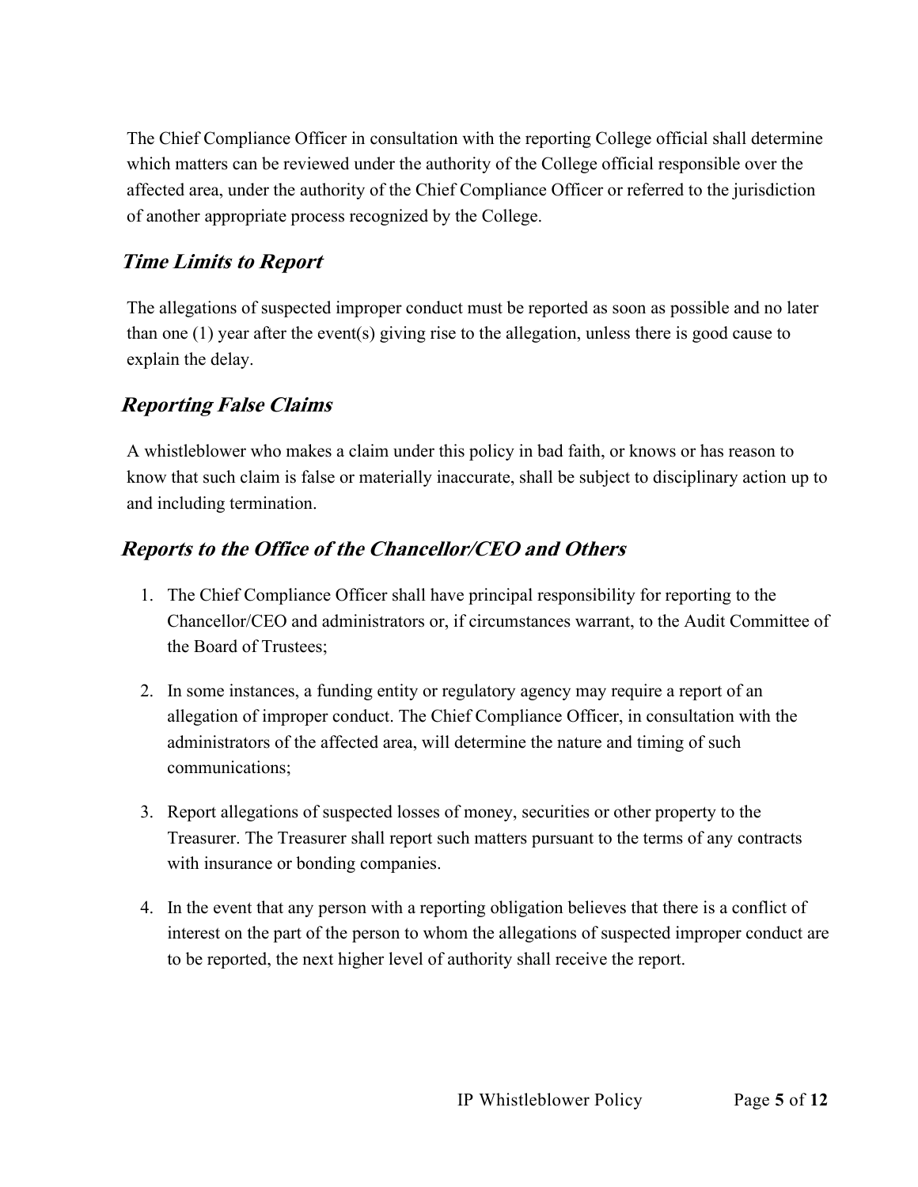The Chief Compliance Officer in consultation with the reporting College official shall determine which matters can be reviewed under the authority of the College official responsible over the affected area, under the authority of the Chief Compliance Officer or referred to the jurisdiction of another appropriate process recognized by the College.

## *Time Limits to Report*

The allegations of suspected improper conduct must be reported as soon as possible and no later than one (1) year after the event(s) giving rise to the allegation, unless there is good cause to explain the delay.

## *Reporting False Claims*

A whistleblower who makes a claim under this policy in bad faith, or knows or has reason to know that such claim is false or materially inaccurate, shall be subject to disciplinary action up to and including termination.

## *Reports to the Office of the Chancellor/CEO and Others*

1. The Chief Compliance Officer shall have principal responsibility for reporting to the Chancellor/CEO and administrators or, if circumstances warrant, to the Audit Committee of the Board of Trustees;

2. In some instances, a funding entity or regulatory agency may require a report of an allegation of improper conduct. The Chief Compliance Officer, in consultation with the administrators of the affected area, will determine the nature and timing of such communications;

3. Report allegations of suspected losses of money, securities or other property to the Treasurer. The Treasurer shall report such matters pursuant to the terms of any contracts with insurance or bonding companies.

4. In the event that any person with a reporting obligation believes that there is a conflict of interest on the part of the person to whom the allegations of suspected improper conduct are to be reported, the next higher level of authority shall receive the report.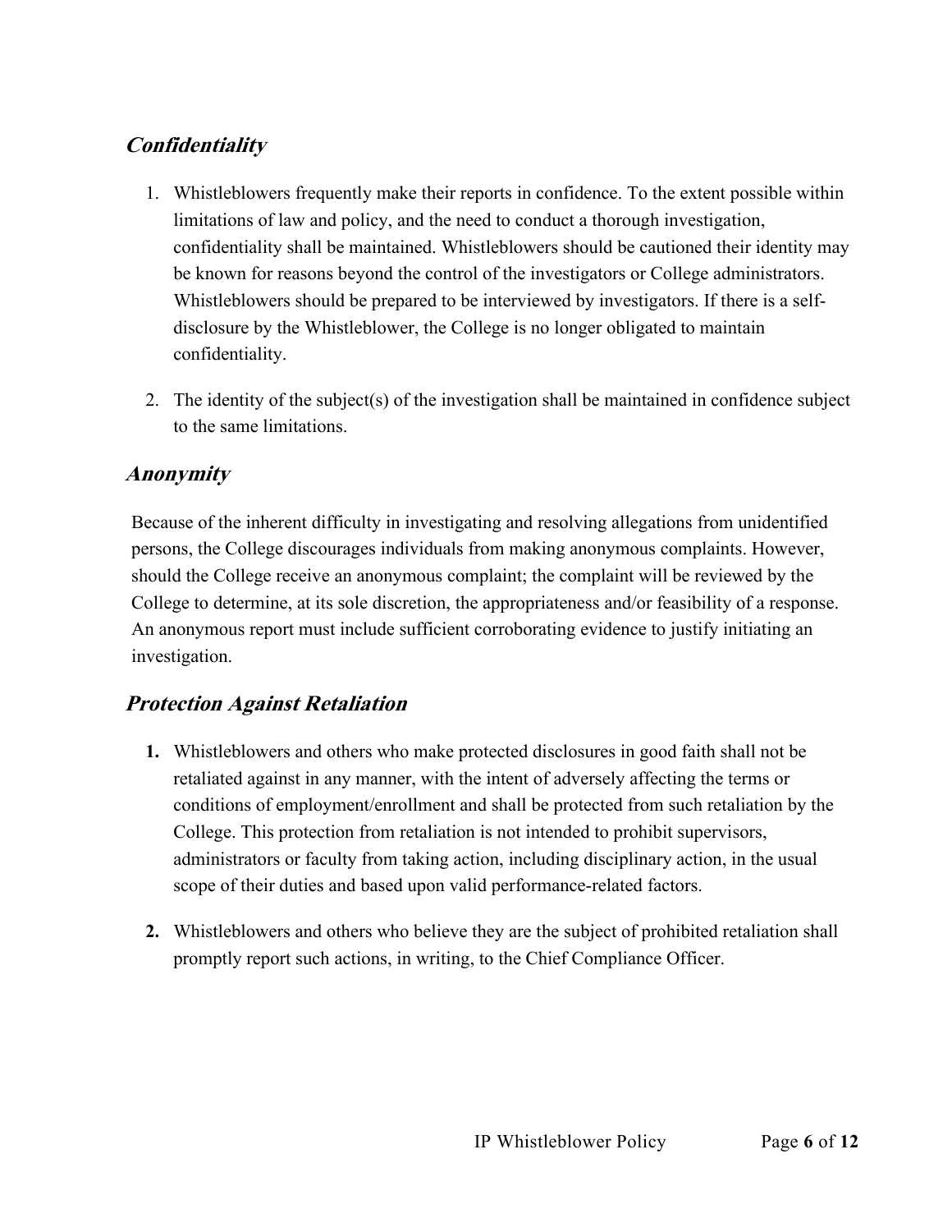## ***Confidentiality***

1. Whistleblowers frequently make their reports in confidence. To the extent possible within limitations of law and policy, and the need to conduct a thorough investigation, confidentiality shall be maintained. Whistleblowers should be cautioned their identity may be known for reasons beyond the control of the investigators or College administrators. Whistleblowers should be prepared to be interviewed by investigators. If there is a self-disclosure by the Whistleblower, the College is no longer obligated to maintain confidentiality.

2. The identity of the subject(s) of the investigation shall be maintained in confidence subject to the same limitations.

## ***Anonymity***

Because of the inherent difficulty in investigating and resolving allegations from unidentified persons, the College discourages individuals from making anonymous complaints. However, should the College receive an anonymous complaint; the complaint will be reviewed by the College to determine, at its sole discretion, the appropriateness and/or feasibility of a response. An anonymous report must include sufficient corroborating evidence to justify initiating an investigation.

## ***Protection Against Retaliation***

**1.** Whistleblowers and others who make protected disclosures in good faith shall not be retaliated against in any manner, with the intent of adversely affecting the terms or conditions of employment/enrollment and shall be protected from such retaliation by the College. This protection from retaliation is not intended to prohibit supervisors, administrators or faculty from taking action, including disciplinary action, in the usual scope of their duties and based upon valid performance-related factors.

**2.** Whistleblowers and others who believe they are the subject of prohibited retaliation shall promptly report such actions, in writing, to the Chief Compliance Officer.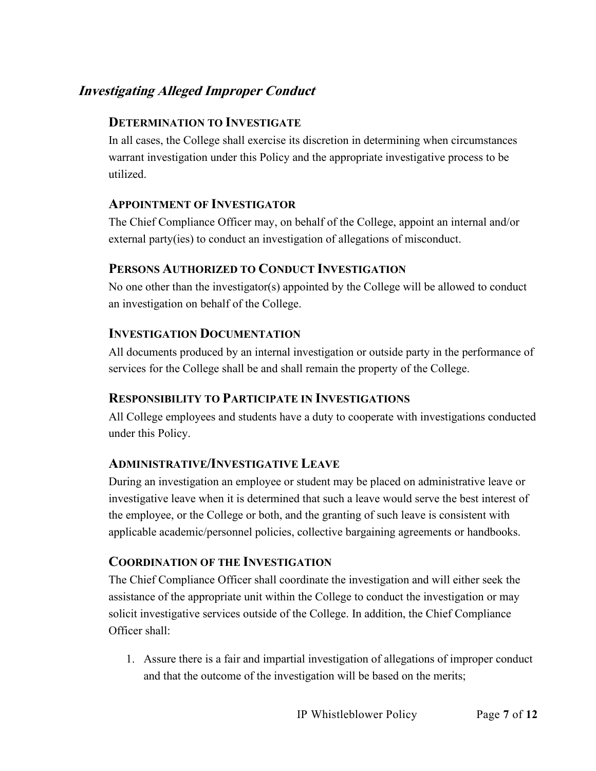## *Investigating Alleged Improper Conduct*

### DETERMINATION TO INVESTIGATE

In all cases, the College shall exercise its discretion in determining when circumstances warrant investigation under this Policy and the appropriate investigative process to be utilized.

### APPOINTMENT OF INVESTIGATOR

The Chief Compliance Officer may, on behalf of the College, appoint an internal and/or external party(ies) to conduct an investigation of allegations of misconduct.

### PERSONS AUTHORIZED TO CONDUCT INVESTIGATION

No one other than the investigator(s) appointed by the College will be allowed to conduct an investigation on behalf of the College.

### INVESTIGATION DOCUMENTATION

All documents produced by an internal investigation or outside party in the performance of services for the College shall be and shall remain the property of the College.

### RESPONSIBILITY TO PARTICIPATE IN INVESTIGATIONS

All College employees and students have a duty to cooperate with investigations conducted under this Policy.

### ADMINISTRATIVE/INVESTIGATIVE LEAVE

During an investigation an employee or student may be placed on administrative leave or investigative leave when it is determined that such a leave would serve the best interest of the employee, or the College or both, and the granting of such leave is consistent with applicable academic/personnel policies, collective bargaining agreements or handbooks.

### COORDINATION OF THE INVESTIGATION

The Chief Compliance Officer shall coordinate the investigation and will either seek the assistance of the appropriate unit within the College to conduct the investigation or may solicit investigative services outside of the College. In addition, the Chief Compliance Officer shall:

1. Assure there is a fair and impartial investigation of allegations of improper conduct and that the outcome of the investigation will be based on the merits;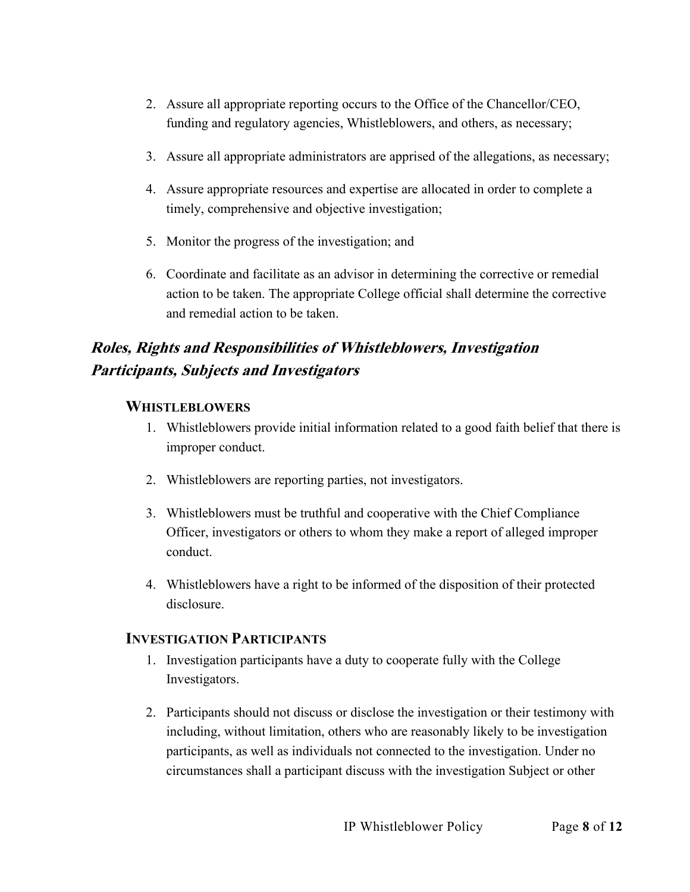2. Assure all appropriate reporting occurs to the Office of the Chancellor/CEO, funding and regulatory agencies, Whistleblowers, and others, as necessary;

3. Assure all appropriate administrators are apprised of the allegations, as necessary;

4. Assure appropriate resources and expertise are allocated in order to complete a timely, comprehensive and objective investigation;

5. Monitor the progress of the investigation; and

6. Coordinate and facilitate as an advisor in determining the corrective or remedial action to be taken. The appropriate College official shall determine the corrective and remedial action to be taken.

## ***Roles, Rights and Responsibilities of Whistleblowers, Investigation Participants, Subjects and Investigators***

### WHISTLEBLOWERS

1. Whistleblowers provide initial information related to a good faith belief that there is improper conduct.

2. Whistleblowers are reporting parties, not investigators.

3. Whistleblowers must be truthful and cooperative with the Chief Compliance Officer, investigators or others to whom they make a report of alleged improper conduct.

4. Whistleblowers have a right to be informed of the disposition of their protected disclosure.

### INVESTIGATION PARTICIPANTS

1. Investigation participants have a duty to cooperate fully with the College Investigators.

2. Participants should not discuss or disclose the investigation or their testimony with including, without limitation, others who are reasonably likely to be investigation participants, as well as individuals not connected to the investigation. Under no circumstances shall a participant discuss with the investigation Subject or other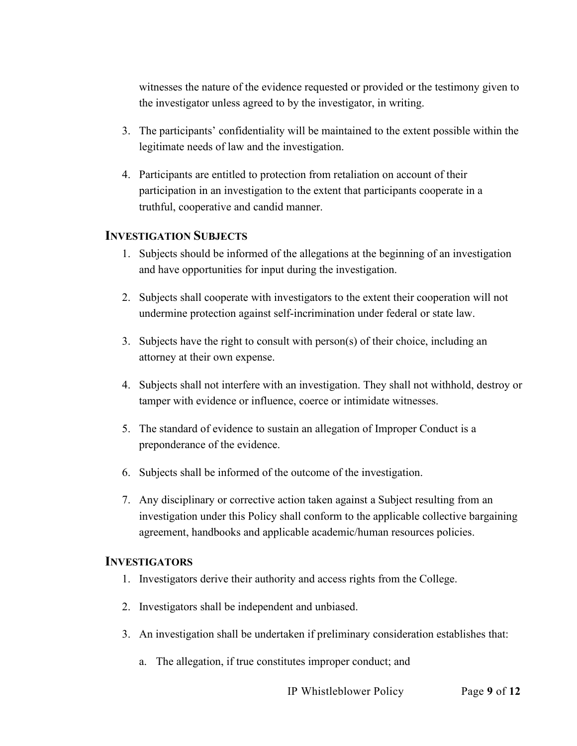witnesses the nature of the evidence requested or provided or the testimony given to the investigator unless agreed to by the investigator, in writing.

3. The participants' confidentiality will be maintained to the extent possible within the legitimate needs of law and the investigation.

4. Participants are entitled to protection from retaliation on account of their participation in an investigation to the extent that participants cooperate in a truthful, cooperative and candid manner.

## INVESTIGATION SUBJECTS

1. Subjects should be informed of the allegations at the beginning of an investigation and have opportunities for input during the investigation.

2. Subjects shall cooperate with investigators to the extent their cooperation will not undermine protection against self-incrimination under federal or state law.

3. Subjects have the right to consult with person(s) of their choice, including an attorney at their own expense.

4. Subjects shall not interfere with an investigation. They shall not withhold, destroy or tamper with evidence or influence, coerce or intimidate witnesses.

5. The standard of evidence to sustain an allegation of Improper Conduct is a preponderance of the evidence.

6. Subjects shall be informed of the outcome of the investigation.

7. Any disciplinary or corrective action taken against a Subject resulting from an investigation under this Policy shall conform to the applicable collective bargaining agreement, handbooks and applicable academic/human resources policies.

## INVESTIGATORS

1. Investigators derive their authority and access rights from the College.

2. Investigators shall be independent and unbiased.

3. An investigation shall be undertaken if preliminary consideration establishes that:

   a. The allegation, if true constitutes improper conduct; and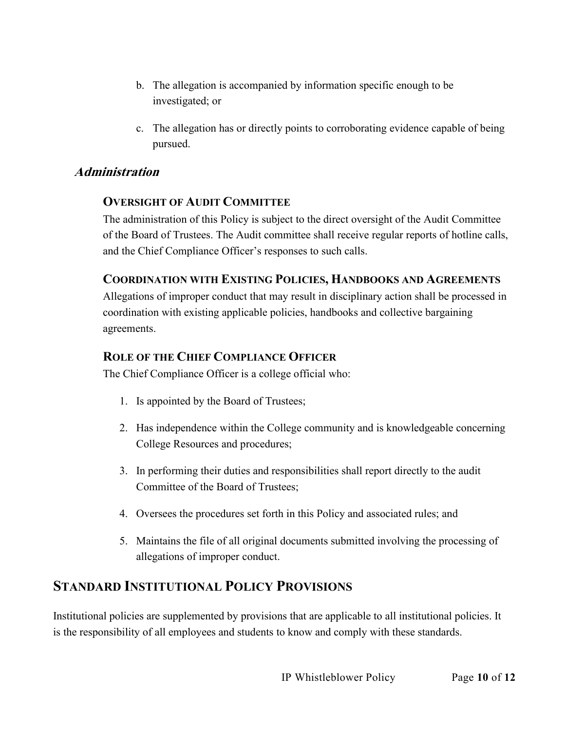b. The allegation is accompanied by information specific enough to be investigated; or

c. The allegation has or directly points to corroborating evidence capable of being pursued.

### *Administration*

#### Oversight of Audit Committee

The administration of this Policy is subject to the direct oversight of the Audit Committee of the Board of Trustees. The Audit committee shall receive regular reports of hotline calls, and the Chief Compliance Officer's responses to such calls.

#### Coordination with Existing Policies, Handbooks and Agreements

Allegations of improper conduct that may result in disciplinary action shall be processed in coordination with existing applicable policies, handbooks and collective bargaining agreements.

#### Role of the Chief Compliance Officer

The Chief Compliance Officer is a college official who:

1. Is appointed by the Board of Trustees;

2. Has independence within the College community and is knowledgeable concerning College Resources and procedures;

3. In performing their duties and responsibilities shall report directly to the audit Committee of the Board of Trustees;

4. Oversees the procedures set forth in this Policy and associated rules; and

5. Maintains the file of all original documents submitted involving the processing of allegations of improper conduct.

## Standard Institutional Policy Provisions

Institutional policies are supplemented by provisions that are applicable to all institutional policies. It is the responsibility of all employees and students to know and comply with these standards.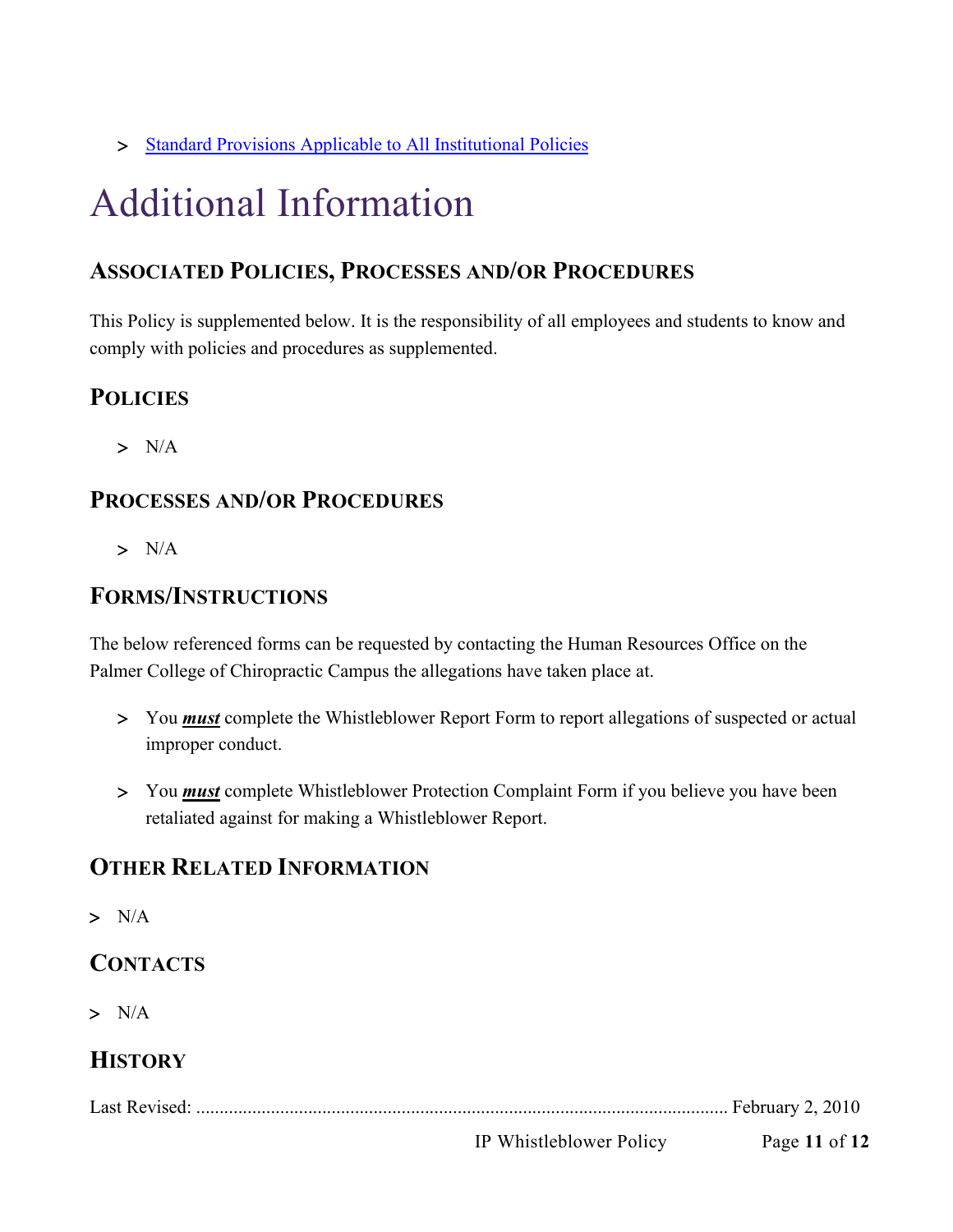- Standard Provisions Applicable to All Institutional Policies

# Additional Information

## Associated Policies, Processes and/or Procedures

This Policy is supplemented below. It is the responsibility of all employees and students to know and comply with policies and procedures as supplemented.

## Policies

- N/A

## Processes and/or Procedures

- N/A

## Forms/Instructions

The below referenced forms can be requested by contacting the Human Resources Office on the Palmer College of Chiropractic Campus the allegations have taken place at.

- You ***must*** complete the Whistleblower Report Form to report allegations of suspected or actual improper conduct.
- You ***must*** complete Whistleblower Protection Complaint Form if you believe you have been retaliated against for making a Whistleblower Report.

## Other Related Information

- N/A

## Contacts

- N/A

## History

Last Revised: .................................................................................................................. February 2, 2010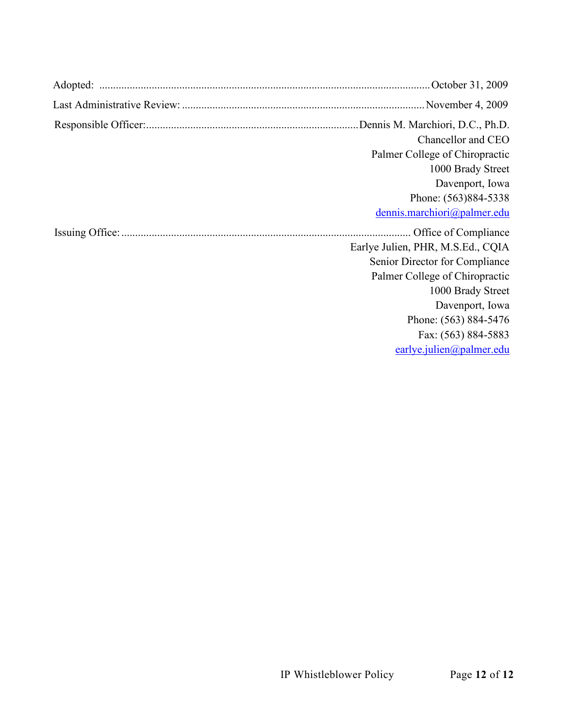Adopted: ........................................................................................................................ October 31, 2009

Last Administrative Review: ...................................................................................... November 4, 2009

Responsible Officer: ............................................................................ Dennis M. Marchiori, D.C., Ph.D.
Chancellor and CEO
Palmer College of Chiropractic
1000 Brady Street
Davenport, Iowa
Phone: (563)884-5338
dennis.marchiori@palmer.edu

Issuing Office: ........................................................................................................ Office of Compliance
Earlye Julien, PHR, M.S.Ed., CQIA
Senior Director for Compliance
Palmer College of Chiropractic
1000 Brady Street
Davenport, Iowa
Phone: (563) 884-5476
Fax: (563) 884-5883
earlye.julien@palmer.edu